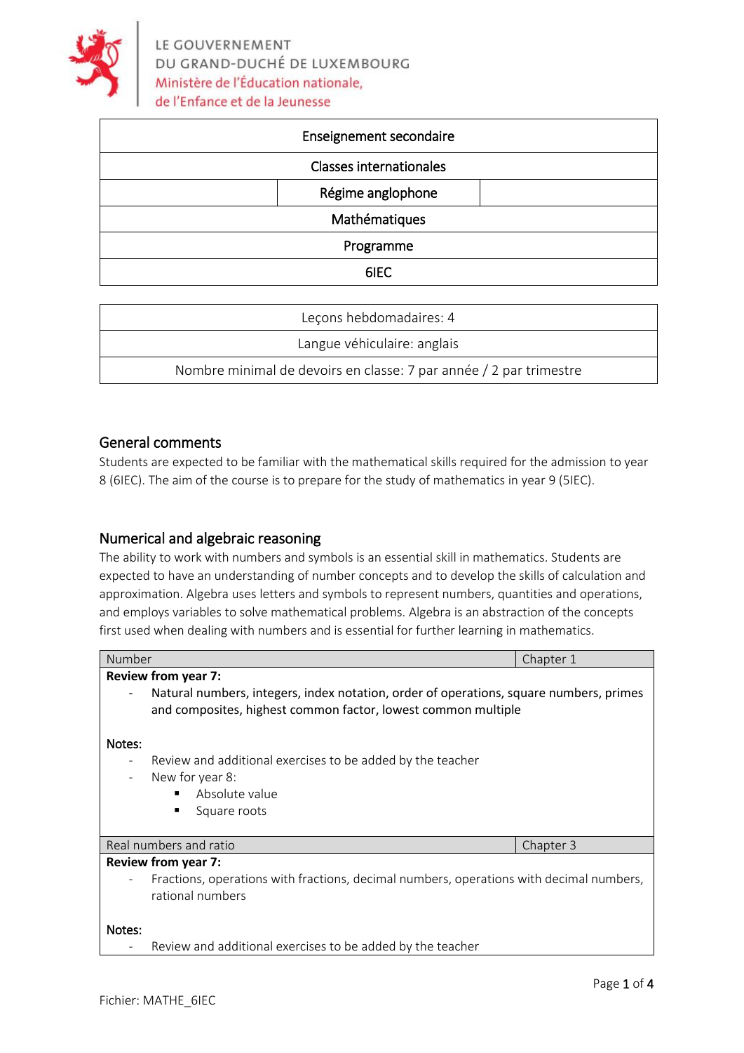LE GOUVERNEMENT
DU GRAND-DUCHÉ DE LUXEMBOURG
Ministère de l'Éducation nationale,
de l'Enfance et de la Jeunesse

| Enseignement secondaire |
|---|
| Classes internationales |
| Régime anglophone |
| Mathématiques |
| Programme |
| 6IEC |

| Leçons hebdomadaires: 4 |
|---|
| Langue véhiculaire: anglais |
| Nombre minimal de devoirs en classe: 7 par année / 2 par trimestre |

## General comments

Students are expected to be familiar with the mathematical skills required for the admission to year 8 (6IEC). The aim of the course is to prepare for the study of mathematics in year 9 (5IEC).

## Numerical and algebraic reasoning

The ability to work with numbers and symbols is an essential skill in mathematics. Students are expected to have an understanding of number concepts and to develop the skills of calculation and approximation. Algebra uses letters and symbols to represent numbers, quantities and operations, and employs variables to solve mathematical problems. Algebra is an abstraction of the concepts first used when dealing with numbers and is essential for further learning in mathematics.

| Number | Chapter 1 |
|---|---|

**Review from year 7:**

- Natural numbers, integers, index notation, order of operations, square numbers, primes and composites, highest common factor, lowest common multiple

**Notes:**

- Review and additional exercises to be added by the teacher
- New for year 8:
  - Absolute value
  - Square roots

| Real numbers and ratio | Chapter 3 |
|---|---|

**Review from year 7:**

- Fractions, operations with fractions, decimal numbers, operations with decimal numbers, rational numbers

**Notes:**

- Review and additional exercises to be added by the teacher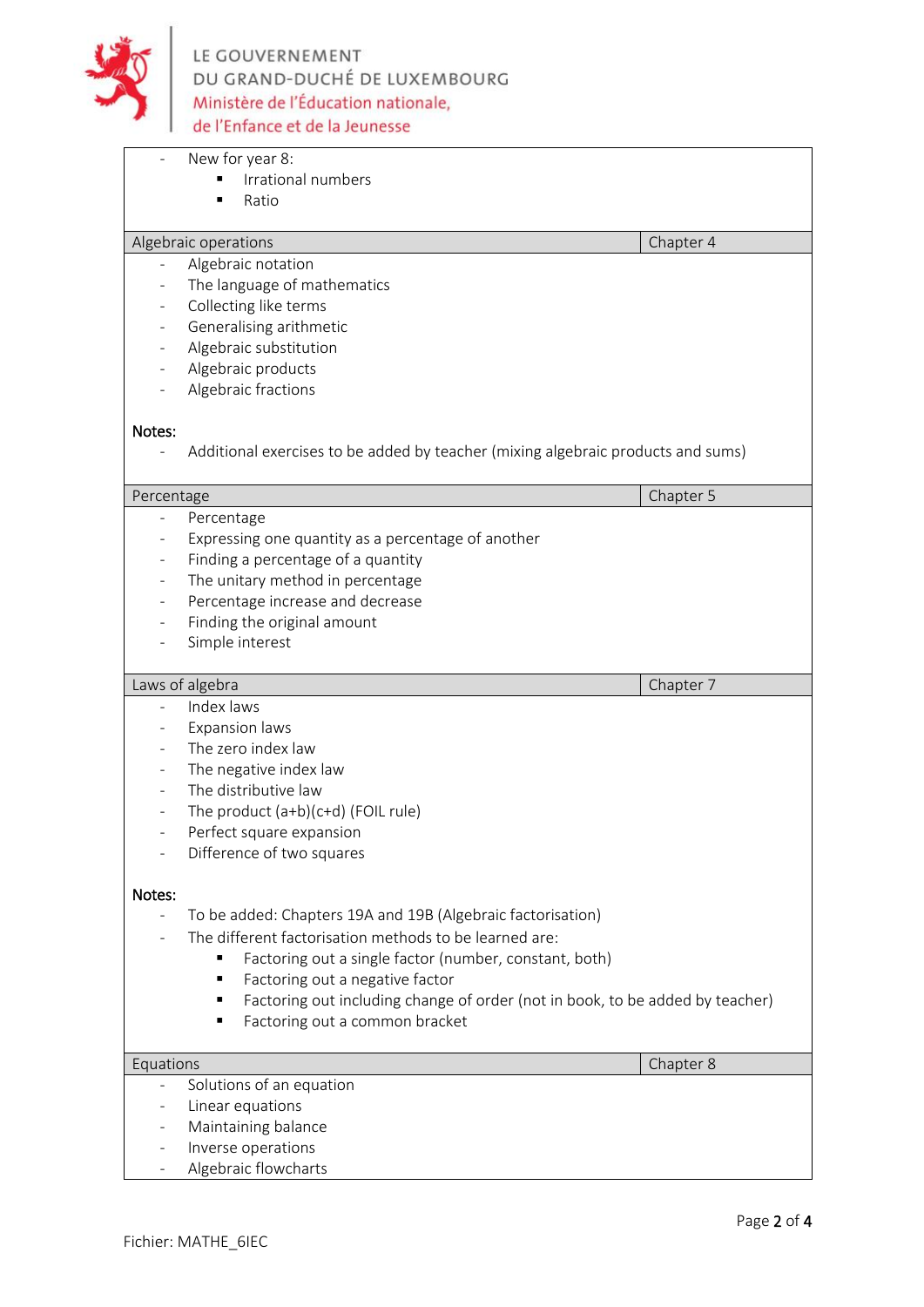- New for year 8:
  - Irrational numbers
  - Ratio

| Algebraic operations | Chapter 4 |
|---|---|

- Algebraic notation
- The language of mathematics
- Collecting like terms
- Generalising arithmetic
- Algebraic substitution
- Algebraic products
- Algebraic fractions

**Notes:**

- Additional exercises to be added by teacher (mixing algebraic products and sums)

| Percentage | Chapter 5 |
|---|---|

- Percentage
- Expressing one quantity as a percentage of another
- Finding a percentage of a quantity
- The unitary method in percentage
- Percentage increase and decrease
- Finding the original amount
- Simple interest

| Laws of algebra | Chapter 7 |
|---|---|

- Index laws
- Expansion laws
- The zero index law
- The negative index law
- The distributive law
- The product $(a+b)(c+d)$ (FOIL rule)
- Perfect square expansion
- Difference of two squares

**Notes:**

- To be added: Chapters 19A and 19B (Algebraic factorisation)
- The different factorisation methods to be learned are:
  - Factoring out a single factor (number, constant, both)
  - Factoring out a negative factor
  - Factoring out including change of order (not in book, to be added by teacher)
  - Factoring out a common bracket

| Equations | Chapter 8 |
|---|---|

- Solutions of an equation
- Linear equations
- Maintaining balance
- Inverse operations
- Algebraic flowcharts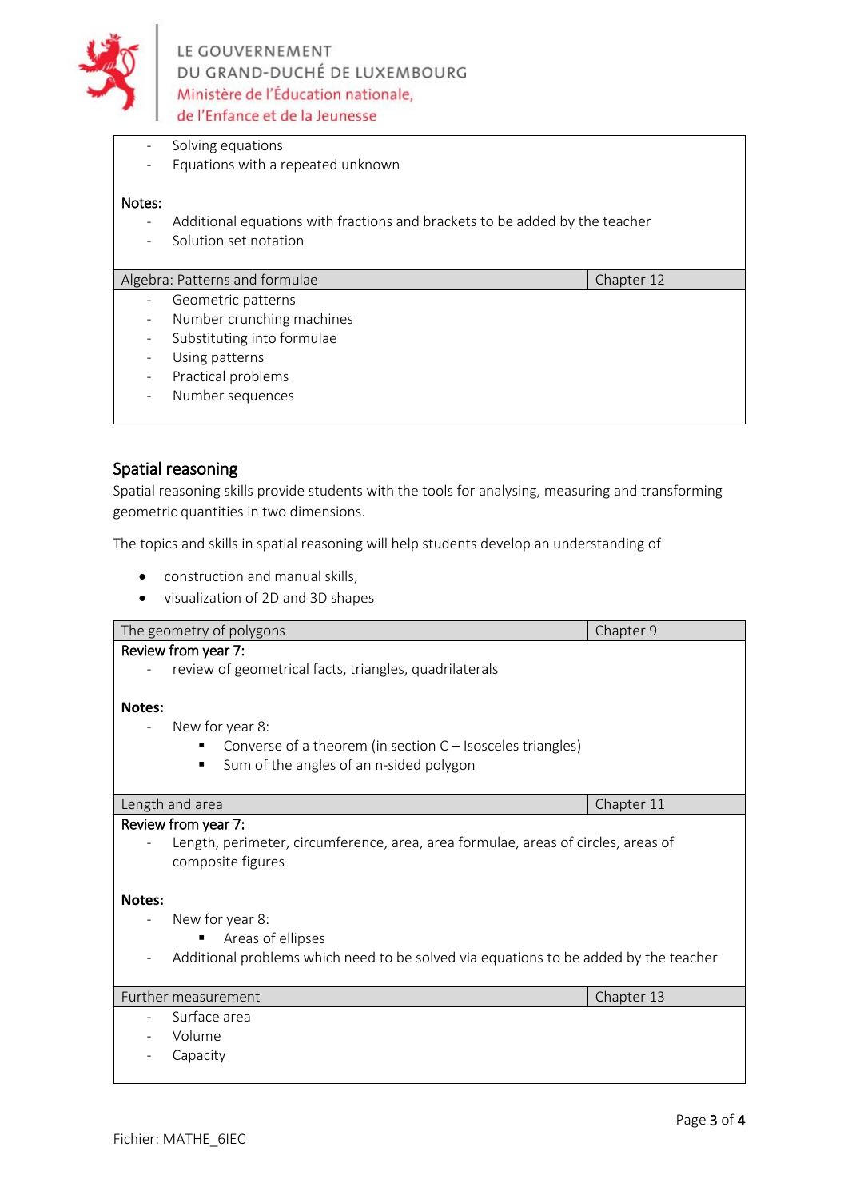- Solving equations
- Equations with a repeated unknown

**Notes:**

- Additional equations with fractions and brackets to be added by the teacher
- Solution set notation

| Algebra: Patterns and formulae | Chapter 12 |
|---|---|

- Geometric patterns
- Number crunching machines
- Substituting into formulae
- Using patterns
- Practical problems
- Number sequences

## Spatial reasoning

Spatial reasoning skills provide students with the tools for analysing, measuring and transforming geometric quantities in two dimensions.

The topics and skills in spatial reasoning will help students develop an understanding of

- construction and manual skills,
- visualization of 2D and 3D shapes

| The geometry of polygons | Chapter 9 |
|---|---|

**Review from year 7:**

- review of geometrical facts, triangles, quadrilaterals

**Notes:**

- New for year 8:
  - Converse of a theorem (in section C – Isosceles triangles)
  - Sum of the angles of an n-sided polygon

| Length and area | Chapter 11 |
|---|---|

**Review from year 7:**

- Length, perimeter, circumference, area, area formulae, areas of circles, areas of composite figures

**Notes:**

- New for year 8:
  - Areas of ellipses
- Additional problems which need to be solved via equations to be added by the teacher

| Further measurement | Chapter 13 |
|---|---|

- Surface area
- Volume
- Capacity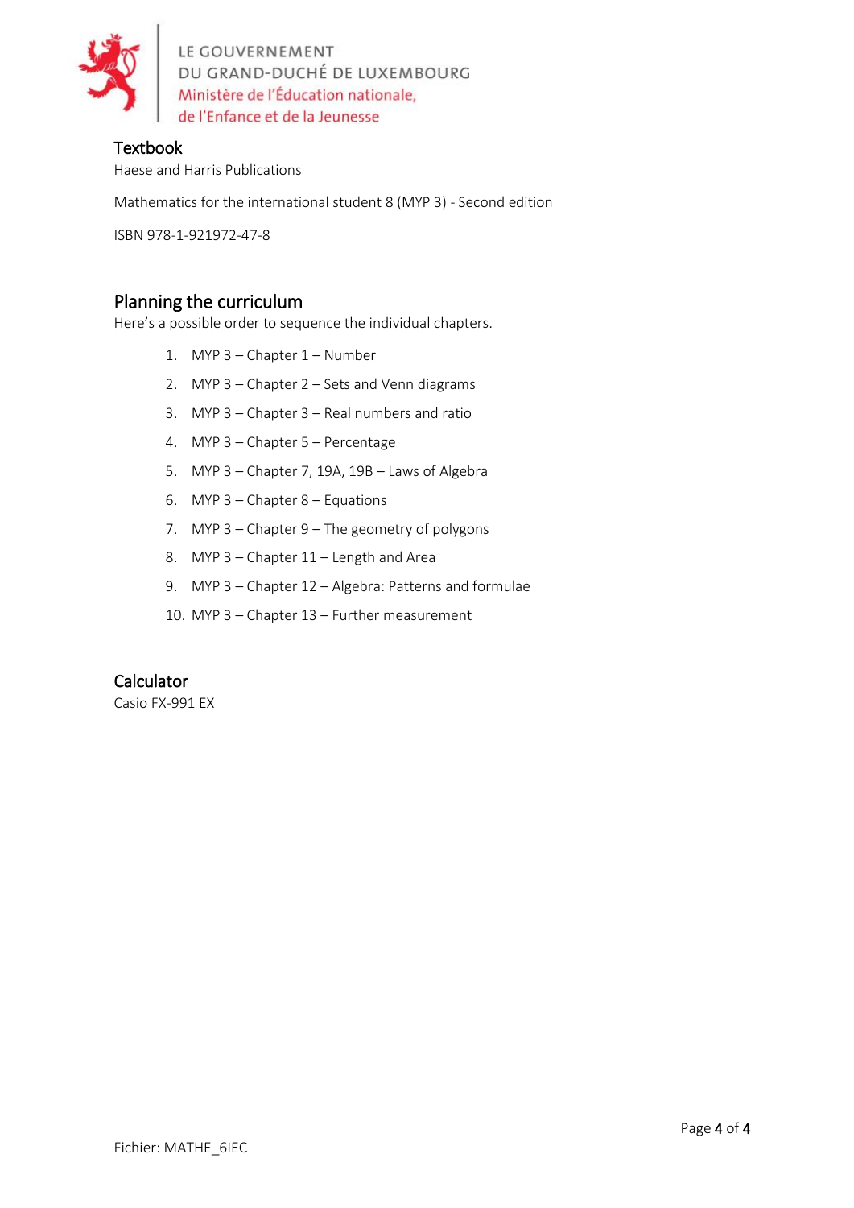## Textbook

Haese and Harris Publications

Mathematics for the international student 8 (MYP 3) - Second edition

ISBN 978-1-921972-47-8

## Planning the curriculum

Here's a possible order to sequence the individual chapters.

1. MYP 3 – Chapter 1 – Number
2. MYP 3 – Chapter 2 – Sets and Venn diagrams
3. MYP 3 – Chapter 3 – Real numbers and ratio
4. MYP 3 – Chapter 5 – Percentage
5. MYP 3 – Chapter 7, 19A, 19B – Laws of Algebra
6. MYP 3 – Chapter 8 – Equations
7. MYP 3 – Chapter 9 – The geometry of polygons
8. MYP 3 – Chapter 11 – Length and Area
9. MYP 3 – Chapter 12 – Algebra: Patterns and formulae
10. MYP 3 – Chapter 13 – Further measurement

## Calculator

Casio FX-991 EX